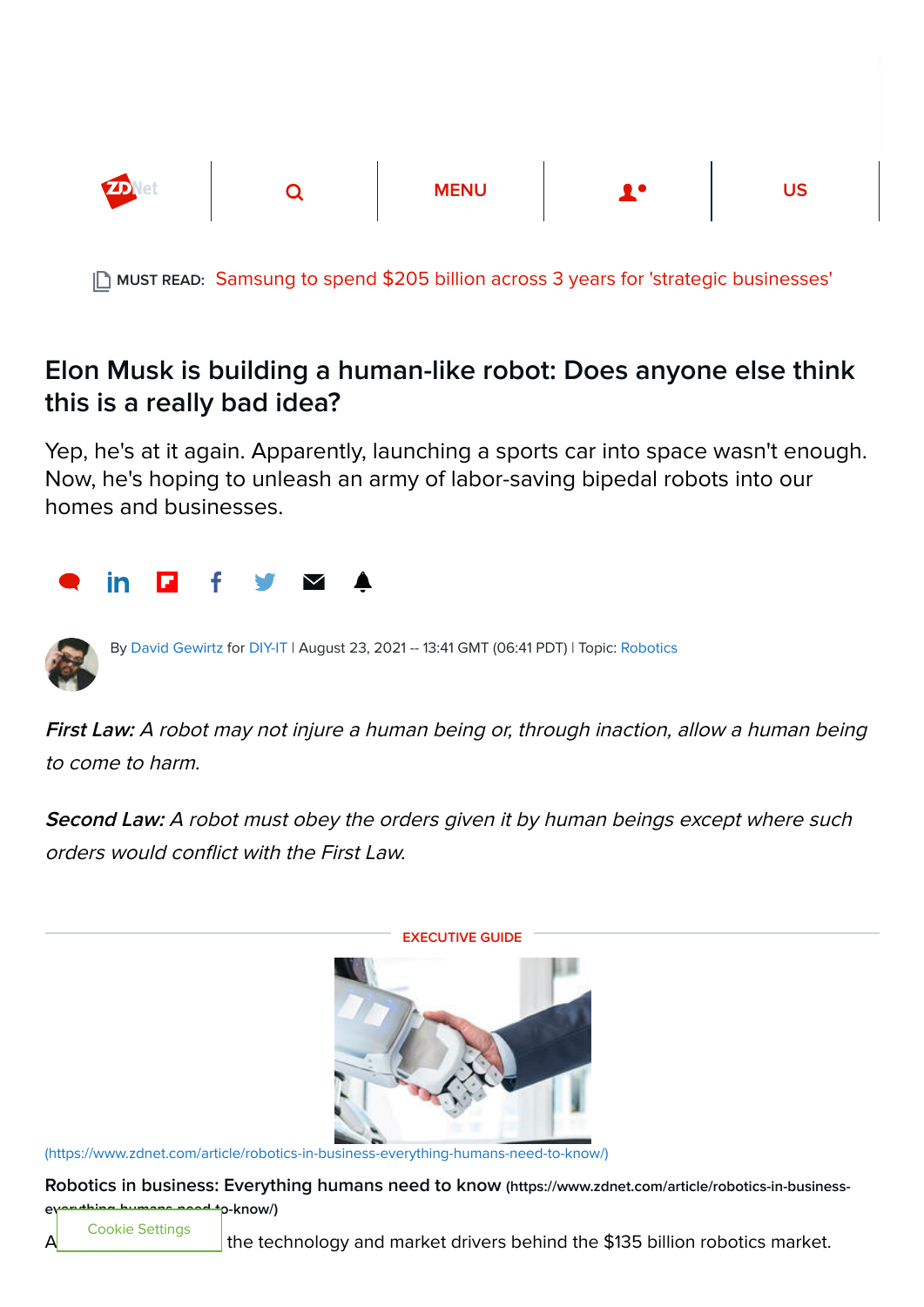MUST READ: Samsung to spend $205 billion across 3 years for 'strategic businesses'

# Elon Musk is building a human-like robot: Does anyone else think this is a really bad idea?

Yep, he's at it again. Apparently, launching a sports car into space wasn't enough. Now, he's hoping to unleash an army of labor-saving bipedal robots into our homes and businesses.

By David Gewirtz for DIY-IT | August 23, 2021 -- 13:41 GMT (06:41 PDT) | Topic: Robotics

***First Law:*** *A robot may not injure a human being or, through inaction, allow a human being to come to harm.*

***Second Law:*** *A robot must obey the orders given it by human beings except where such orders would conflict with the First Law.*

EXECUTIVE GUIDE

(https://www.zdnet.com/article/robotics-in-business-everything-humans-need-to-know/)

**Robotics in business: Everything humans need to know** (https://www.zdnet.com/article/robotics-in-business-everything-humans-need-to-know/)

A[...] the technology and market drivers behind the $135 billion robotics market.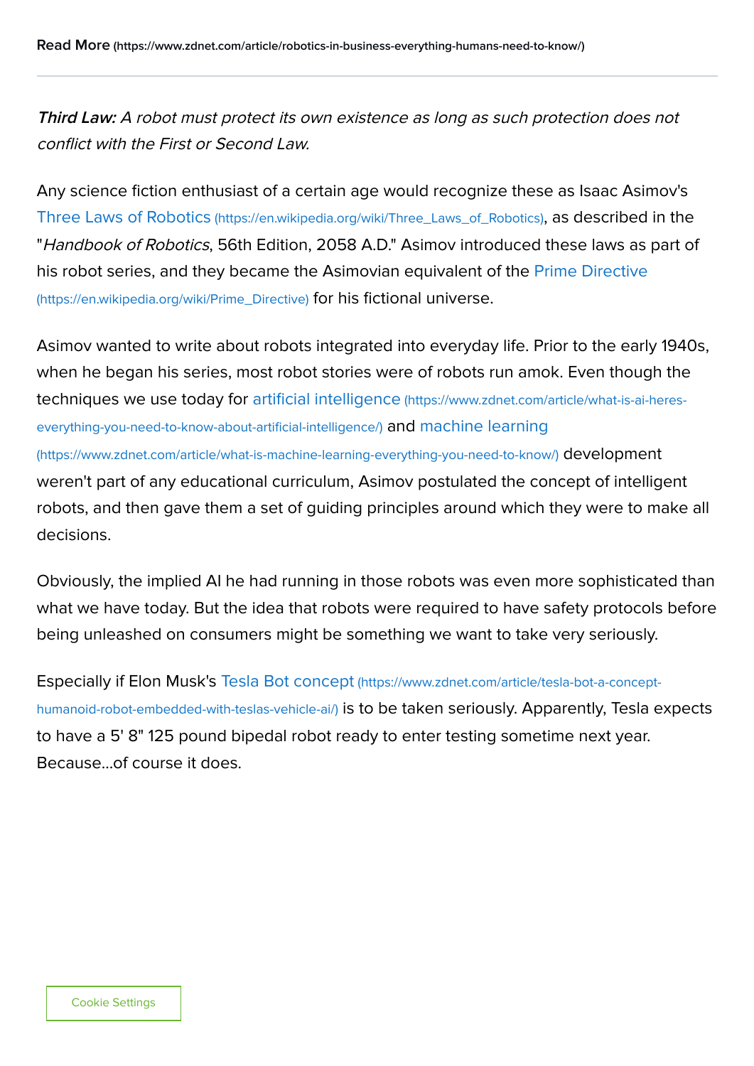**Read More** (https://www.zdnet.com/article/robotics-in-business-everything-humans-need-to-know/)

---

***Third Law:*** *A robot must protect its own existence as long as such protection does not conflict with the First or Second Law.*

Any science fiction enthusiast of a certain age would recognize these as Isaac Asimov's Three Laws of Robotics (https://en.wikipedia.org/wiki/Three_Laws_of_Robotics), as described in the "*Handbook of Robotics*, 56th Edition, 2058 A.D." Asimov introduced these laws as part of his robot series, and they became the Asimovian equivalent of the Prime Directive (https://en.wikipedia.org/wiki/Prime_Directive) for his fictional universe.

Asimov wanted to write about robots integrated into everyday life. Prior to the early 1940s, when he began his series, most robot stories were of robots run amok. Even though the techniques we use today for artificial intelligence (https://www.zdnet.com/article/what-is-ai-heres-everything-you-need-to-know-about-artificial-intelligence/) and machine learning (https://www.zdnet.com/article/what-is-machine-learning-everything-you-need-to-know/) development weren't part of any educational curriculum, Asimov postulated the concept of intelligent robots, and then gave them a set of guiding principles around which they were to make all decisions.

Obviously, the implied AI he had running in those robots was even more sophisticated than what we have today. But the idea that robots were required to have safety protocols before being unleashed on consumers might be something we want to take very seriously.

Especially if Elon Musk's Tesla Bot concept (https://www.zdnet.com/article/tesla-bot-a-concept-humanoid-robot-embedded-with-teslas-vehicle-ai/) is to be taken seriously. Apparently, Tesla expects to have a 5' 8" 125 pound bipedal robot ready to enter testing sometime next year. Because...of course it does.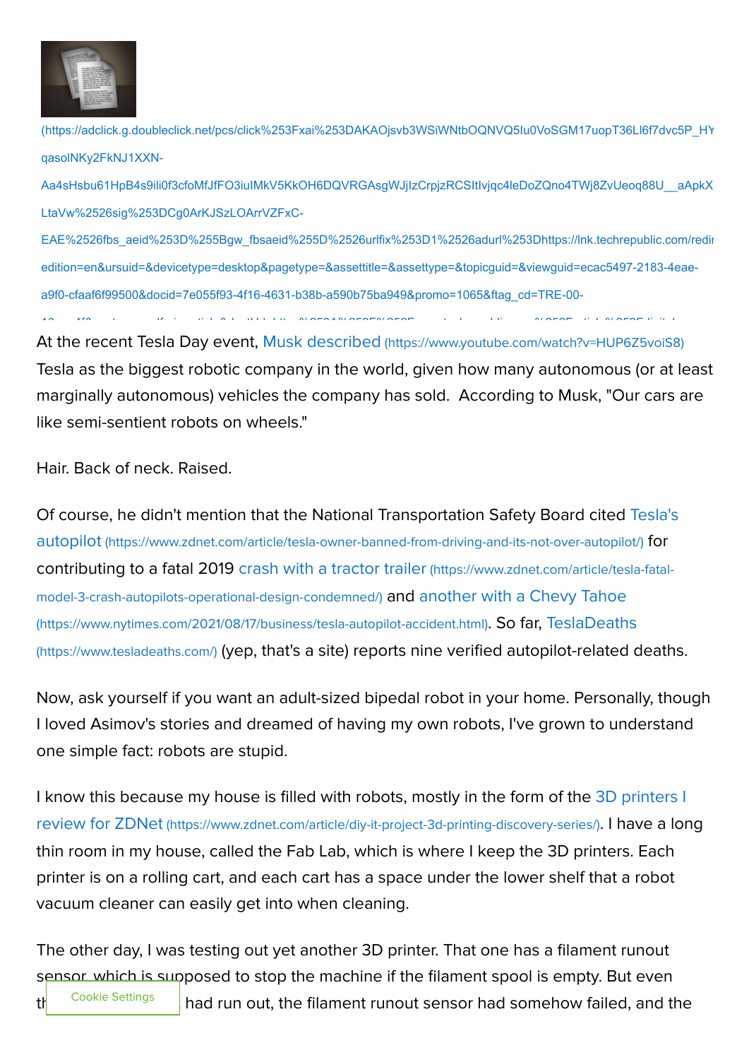(https://adclick.g.doubleclick.net/pcs/click%253Fxai%253DAKAOjsvb3WSiWNtbOQNVQ5lu0VoSGM17uopT36Ll6f7dvc5P_HY qasolNKy2FkNJ1XXN-Aa4sHsbu61HpB4s9ili0f3cfoMfJfFO3iuIMkV5KkOH6DQVRGAsgWJjIzCrpjzRCSItIvjqc4leDoZQno4TWj8ZvUeoq88U__aApkX LtaVw%2526sig%253DCg0ArKJSzLOArrVZFxC-EAE%2526fbs_aeid%253D%255Bgw_fbsaeid%255D%2526urlfix%253D1%2526adurl%253Dhttps://lnk.techrepublic.com/redir edition=en&ursuid=&devicetype=desktop&pagetype=&assettitle=&assettype=&topicguid=&viewguid=ecac5497-2183-4eae-a9f0-cfaaf6f99500&docid=7e055f93-4f16-4631-b38b-a590b75ba949&promo=1065&ftag_cd=TRE-00-

At the recent Tesla Day event, Musk described (https://www.youtube.com/watch?v=HUP6Z5voiS8) Tesla as the biggest robotic company in the world, given how many autonomous (or at least marginally autonomous) vehicles the company has sold. According to Musk, "Our cars are like semi-sentient robots on wheels."

Hair. Back of neck. Raised.

Of course, he didn't mention that the National Transportation Safety Board cited Tesla's autopilot (https://www.zdnet.com/article/tesla-owner-banned-from-driving-and-its-not-over-autopilot/) for contributing to a fatal 2019 crash with a tractor trailer (https://www.zdnet.com/article/tesla-fatal-model-3-crash-autopilots-operational-design-condemned/) and another with a Chevy Tahoe (https://www.nytimes.com/2021/08/17/business/tesla-autopilot-accident.html). So far, TeslaDeaths (https://www.tesladeaths.com/) (yep, that's a site) reports nine verified autopilot-related deaths.

Now, ask yourself if you want an adult-sized bipedal robot in your home. Personally, though I loved Asimov's stories and dreamed of having my own robots, I've grown to understand one simple fact: robots are stupid.

I know this because my house is filled with robots, mostly in the form of the 3D printers I review for ZDNet (https://www.zdnet.com/article/diy-it-project-3d-printing-discovery-series/). I have a long thin room in my house, called the Fab Lab, which is where I keep the 3D printers. Each printer is on a rolling cart, and each cart has a space under the lower shelf that a robot vacuum cleaner can easily get into when cleaning.

The other day, I was testing out yet another 3D printer. That one has a filament runout sensor, which is supposed to stop the machine if the filament spool is empty. But even th had run out, the filament runout sensor had somehow failed, and the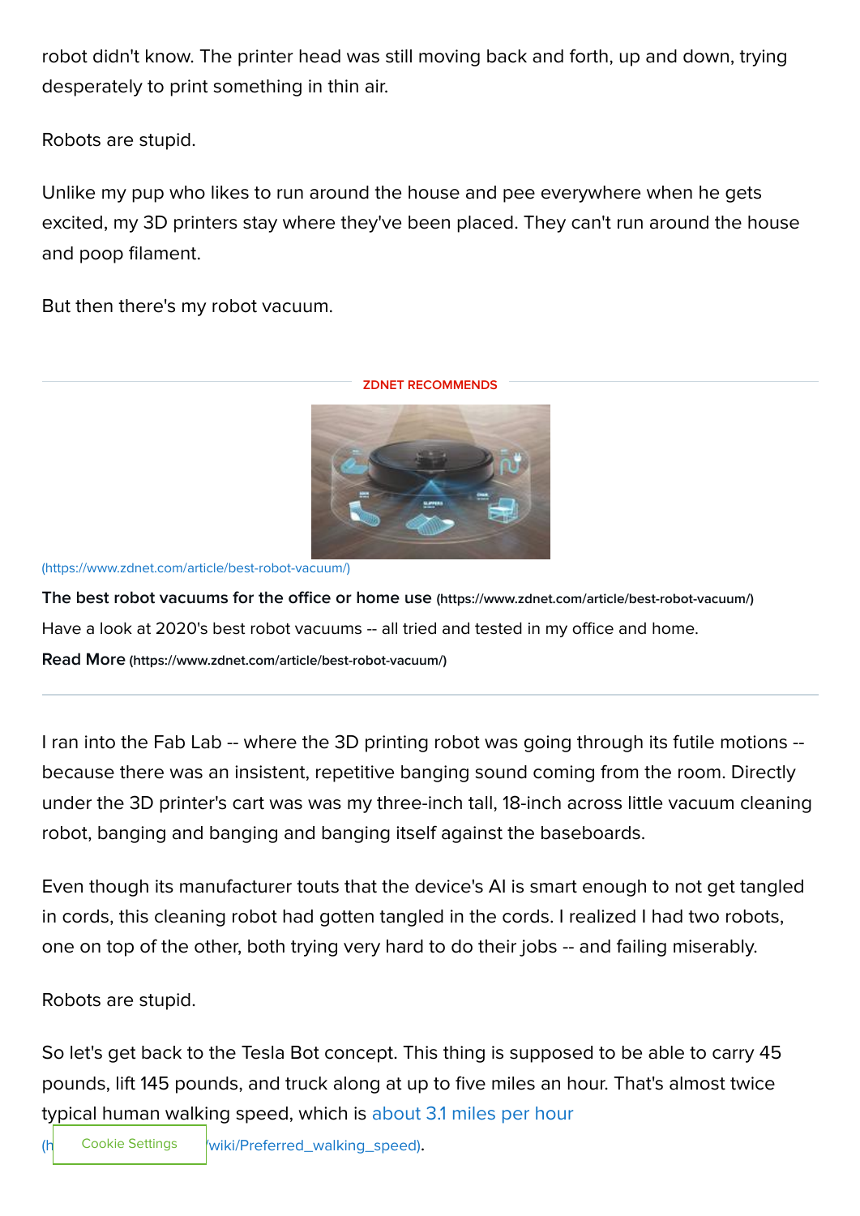robot didn't know. The printer head was still moving back and forth, up and down, trying desperately to print something in thin air.

Robots are stupid.

Unlike my pup who likes to run around the house and pee everywhere when he gets excited, my 3D printers stay where they've been placed. They can't run around the house and poop filament.

But then there's my robot vacuum.

ZDNET RECOMMENDS

(https://www.zdnet.com/article/best-robot-vacuum/)

**The best robot vacuums for the office or home use** (https://www.zdnet.com/article/best-robot-vacuum/)

Have a look at 2020's best robot vacuums -- all tried and tested in my office and home.

**Read More** (https://www.zdnet.com/article/best-robot-vacuum/)

I ran into the Fab Lab -- where the 3D printing robot was going through its futile motions -- because there was an insistent, repetitive banging sound coming from the room. Directly under the 3D printer's cart was was my three-inch tall, 18-inch across little vacuum cleaning robot, banging and banging and banging itself against the baseboards.

Even though its manufacturer touts that the device's AI is smart enough to not get tangled in cords, this cleaning robot had gotten tangled in the cords. I realized I had two robots, one on top of the other, both trying very hard to do their jobs -- and failing miserably.

Robots are stupid.

So let's get back to the Tesla Bot concept. This thing is supposed to be able to carry 45 pounds, lift 145 pounds, and truck along at up to five miles an hour. That's almost twice typical human walking speed, which is about 3.1 miles per hour (h Cookie Settings /wiki/Preferred_walking_speed).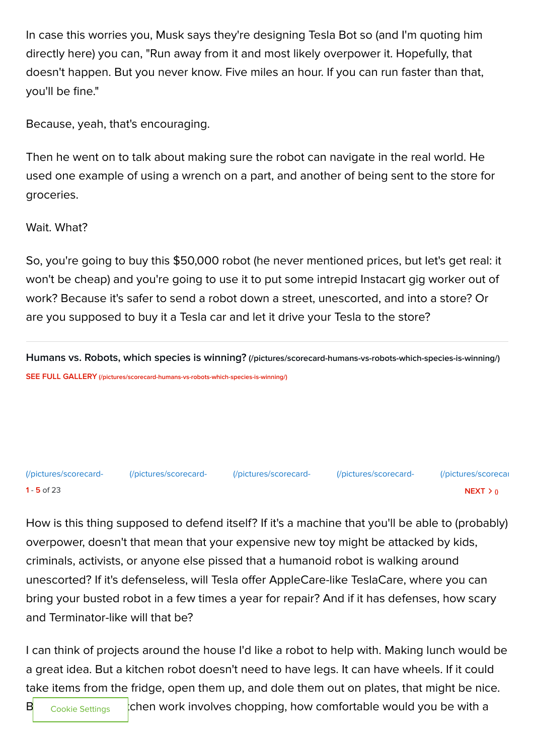In case this worries you, Musk says they're designing Tesla Bot so (and I'm quoting him directly here) you can, "Run away from it and most likely overpower it. Hopefully, that doesn't happen. But you never know. Five miles an hour. If you can run faster than that, you'll be fine."

Because, yeah, that's encouraging.

Then he went on to talk about making sure the robot can navigate in the real world. He used one example of using a wrench on a part, and another of being sent to the store for groceries.

Wait. What?

So, you're going to buy this $50,000 robot (he never mentioned prices, but let's get real: it won't be cheap) and you're going to use it to put some intrepid Instacart gig worker out of work? Because it's safer to send a robot down a street, unescorted, and into a store? Or are you supposed to buy it a Tesla car and let it drive your Tesla to the store?

**Humans vs. Robots, which species is winning?** (/pictures/scorecard-humans-vs-robots-which-species-is-winning/)

SEE FULL GALLERY (/pictures/scorecard-humans-vs-robots-which-species-is-winning/)

(/pictures/scorecard- (/pictures/scorecard- (/pictures/scorecard- (/pictures/scorecard- (/pictures/scorecar

1 - 5 of 23 NEXT > ()

How is this thing supposed to defend itself? If it's a machine that you'll be able to (probably) overpower, doesn't that mean that your expensive new toy might be attacked by kids, criminals, activists, or anyone else pissed that a humanoid robot is walking around unescorted? If it's defenseless, will Tesla offer AppleCare-like TeslaCare, where you can bring your busted robot in a few times a year for repair? And if it has defenses, how scary and Terminator-like will that be?

I can think of projects around the house I'd like a robot to help with. Making lunch would be a great idea. But a kitchen robot doesn't need to have legs. It can have wheels. If it could take items from the fridge, open them up, and dole them out on plates, that might be nice. B[Cookie Settings]tchen work involves chopping, how comfortable would you be with a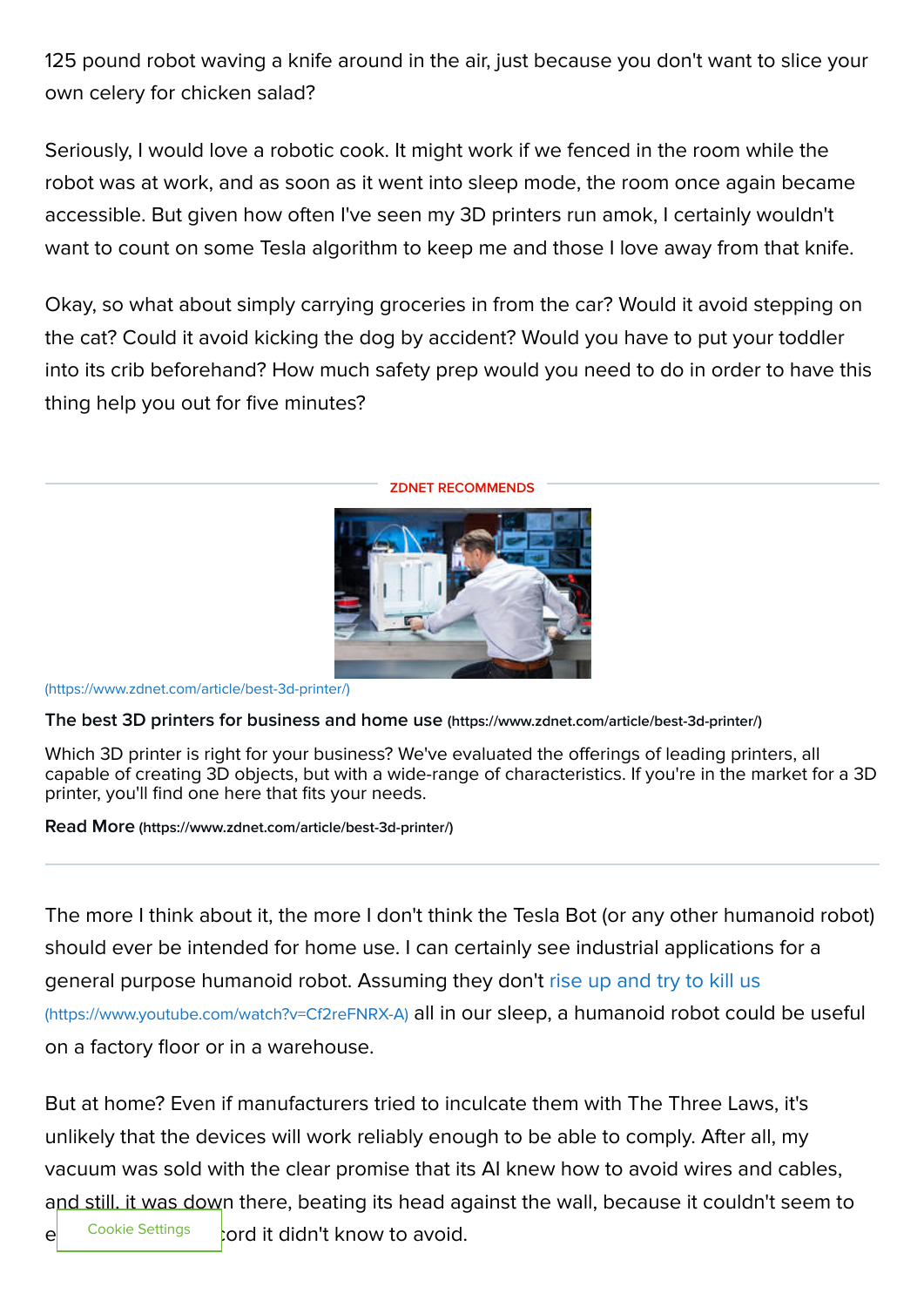125 pound robot waving a knife around in the air, just because you don't want to slice your own celery for chicken salad?

Seriously, I would love a robotic cook. It might work if we fenced in the room while the robot was at work, and as soon as it went into sleep mode, the room once again became accessible. But given how often I've seen my 3D printers run amok, I certainly wouldn't want to count on some Tesla algorithm to keep me and those I love away from that knife.

Okay, so what about simply carrying groceries in from the car? Would it avoid stepping on the cat? Could it avoid kicking the dog by accident? Would you have to put your toddler into its crib beforehand? How much safety prep would you need to do in order to have this thing help you out for five minutes?

ZDNET RECOMMENDS

(https://www.zdnet.com/article/best-3d-printer/)

**The best 3D printers for business and home use** (https://www.zdnet.com/article/best-3d-printer/)

Which 3D printer is right for your business? We've evaluated the offerings of leading printers, all capable of creating 3D objects, but with a wide-range of characteristics. If you're in the market for a 3D printer, you'll find one here that fits your needs.

**Read More** (https://www.zdnet.com/article/best-3d-printer/)

---

The more I think about it, the more I don't think the Tesla Bot (or any other humanoid robot) should ever be intended for home use. I can certainly see industrial applications for a general purpose humanoid robot. Assuming they don't rise up and try to kill us (https://www.youtube.com/watch?v=Cf2reFNRX-A) all in our sleep, a humanoid robot could be useful on a factory floor or in a warehouse.

But at home? Even if manufacturers tried to inculcate them with The Three Laws, it's unlikely that the devices will work reliably enough to be able to comply. After all, my vacuum was sold with the clear promise that its AI knew how to avoid wires and cables, and still, it was down there, beating its head against the wall, because it couldn't seem to e[...]ord it didn't know to avoid.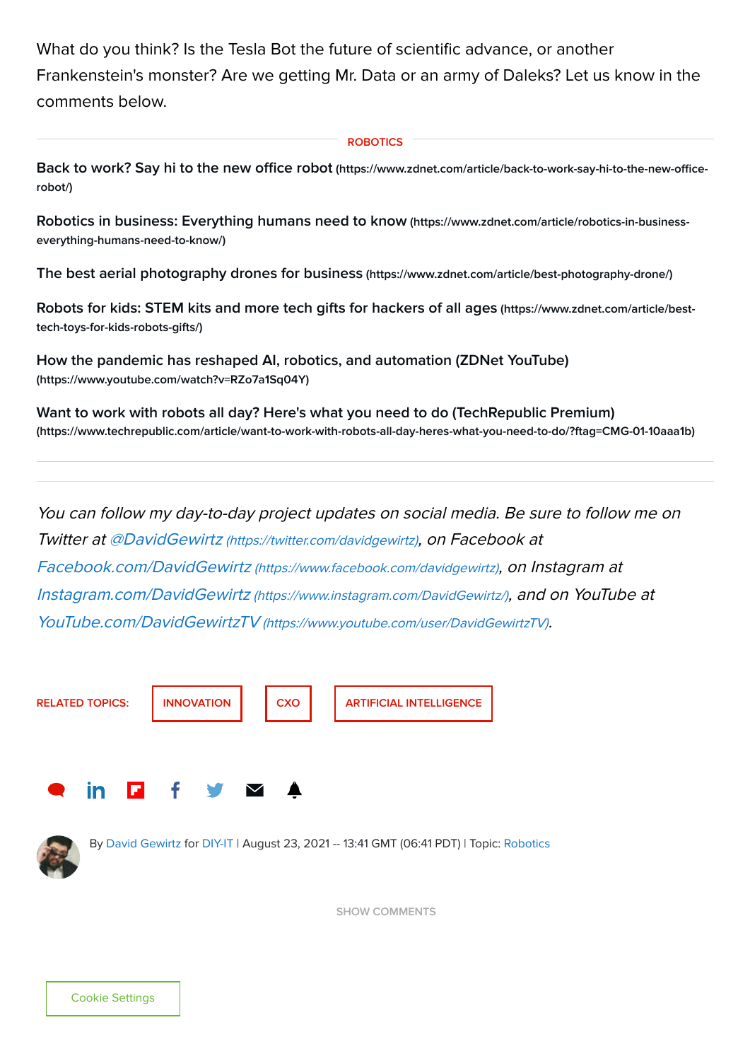What do you think? Is the Tesla Bot the future of scientific advance, or another Frankenstein's monster? Are we getting Mr. Data or an army of Daleks? Let us know in the comments below.

ROBOTICS

**Back to work? Say hi to the new office robot** (https://www.zdnet.com/article/back-to-work-say-hi-to-the-new-office-robot/)

**Robotics in business: Everything humans need to know** (https://www.zdnet.com/article/robotics-in-business-everything-humans-need-to-know/)

**The best aerial photography drones for business** (https://www.zdnet.com/article/best-photography-drone/)

**Robots for kids: STEM kits and more tech gifts for hackers of all ages** (https://www.zdnet.com/article/best-tech-toys-for-kids-robots-gifts/)

**How the pandemic has reshaped AI, robotics, and automation (ZDNet YouTube)** (https://www.youtube.com/watch?v=RZo7a1Sq04Y)

**Want to work with robots all day? Here's what you need to do (TechRepublic Premium)** (https://www.techrepublic.com/article/want-to-work-with-robots-all-day-heres-what-you-need-to-do/?ftag=CMG-01-10aaa1b)

*You can follow my day-to-day project updates on social media. Be sure to follow me on Twitter at @DavidGewirtz (https://twitter.com/davidgewirtz), on Facebook at Facebook.com/DavidGewirtz (https://www.facebook.com/davidgewirtz), on Instagram at Instagram.com/DavidGewirtz (https://www.instagram.com/DavidGewirtz/), and on YouTube at YouTube.com/DavidGewirtzTV (https://www.youtube.com/user/DavidGewirtzTV).*

RELATED TOPICS: INNOVATION | CXO | ARTIFICIAL INTELLIGENCE

By David Gewirtz for DIY-IT | August 23, 2021 -- 13:41 GMT (06:41 PDT) | Topic: Robotics

SHOW COMMENTS

Cookie Settings